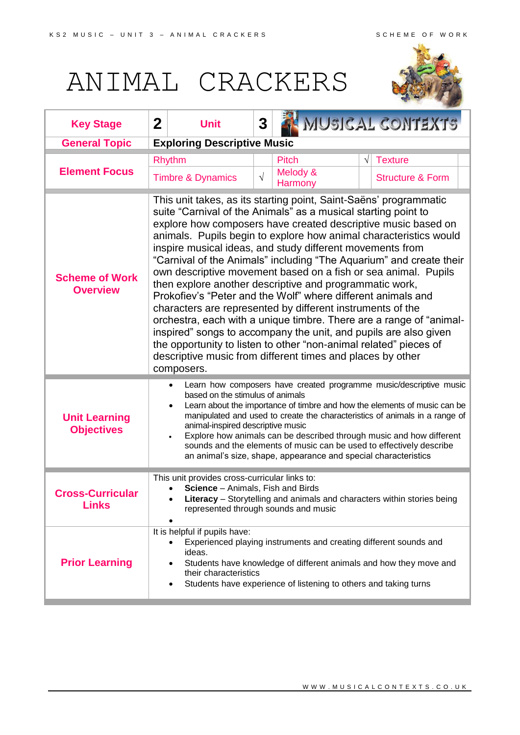# ANIMAL CRACKERS

| **Key Stage** | **2** | **Unit** | **3** | MUSICAL CONTEXTS | |
|---|---|---|---|---|---|
| **General Topic** | **Exploring Descriptive Music** | | | | |
| **Element Focus** | Rhythm | | Pitch | √ | Texture |
| | Timbre & Dynamics | √ | Melody & Harmony | | Structure & Form |
| **Scheme of Work Overview** | This unit takes, as its starting point, Saint-Saëns' programmatic suite "Carnival of the Animals" as a musical starting point to explore how composers have created descriptive music based on animals. Pupils begin to explore how animal characteristics would inspire musical ideas, and study different movements from "Carnival of the Animals" including "The Aquarium" and create their own descriptive movement based on a fish or sea animal. Pupils then explore another descriptive and programmatic work, Prokofiev's "Peter and the Wolf" where different animals and characters are represented by different instruments of the orchestra, each with a unique timbre. There are a range of "animal-inspired" songs to accompany the unit, and pupils are also given the opportunity to listen to other "non-animal related" pieces of descriptive music from different times and places by other composers. | | | | | |
| **Unit Learning Objectives** | • Learn how composers have created programme music/descriptive music based on the stimulus of animals<br>• Learn about the importance of timbre and how the elements of music can be manipulated and used to create the characteristics of animals in a range of animal-inspired descriptive music<br>• Explore how animals can be described through music and how different sounds and the elements of music can be used to effectively describe an animal's size, shape, appearance and special characteristics | | | | | |
| **Cross-Curricular Links** | This unit provides cross-curricular links to:<br>• **Science** – Animals, Fish and Birds<br>• **Literacy** – Storytelling and animals and characters within stories being represented through sounds and music<br>• | | | | | |
| **Prior Learning** | It is helpful if pupils have:<br>• Experienced playing instruments and creating different sounds and ideas.<br>• Students have knowledge of different animals and how they move and their characteristics<br>• Students have experience of listening to others and taking turns | | | | | |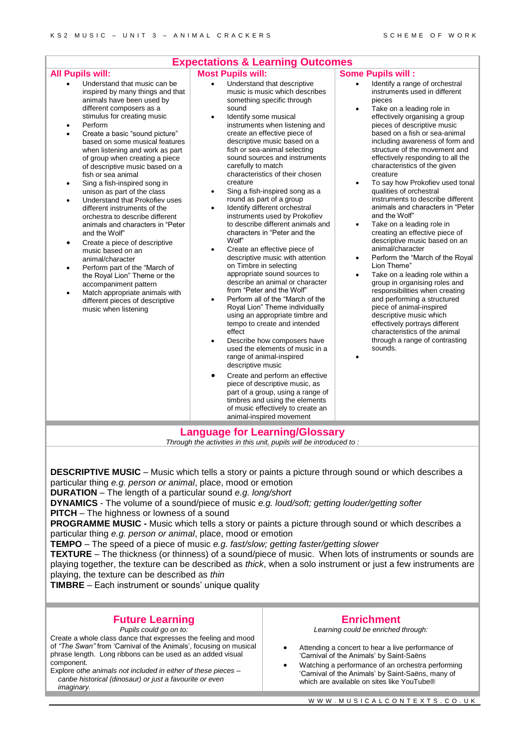## Expectations & Learning Outcomes

### All Pupils will:

- Understand that music can be inspired by many things and that animals have been used by different composers as a stimulus for creating music
- Perform
- Create a basic "sound picture" based on some musical features when listening and work as part of group when creating a piece of descriptive music based on a fish or sea animal
- Sing a fish-inspired song in unison as part of the class
- Understand that Prokofiev uses different instruments of the orchestra to describe different animals and characters in "Peter and the Wolf"
- Create a piece of descriptive music based on an animal/character
- Perform part of the "March of the Royal Lion" Theme or the accompaniment pattern
- Match appropriate animals with different pieces of descriptive music when listening

### Most Pupils will:

- Understand that descriptive music is music which describes something specific through sound
- Identify some musical instruments when listening and create an effective piece of descriptive music based on a fish or sea-animal selecting sound sources and instruments carefully to match characteristics of their chosen creature
- Sing a fish-inspired song as a round as part of a group
- Identify different orchestral instruments used by Prokofiev to describe different animals and characters in "Peter and the Wolf"
- Create an effective piece of descriptive music with attention on Timbre in selecting appropriate sound sources to describe an animal or character from "Peter and the Wolf"
- Perform all of the "March of the Royal Lion" Theme individually using an appropriate timbre and tempo to create and intended effect
- Describe how composers have used the elements of music in a range of animal-inspired descriptive music
- Create and perform an effective piece of descriptive music, as part of a group, using a range of timbres and using the elements of music effectively to create an animal-inspired movement

### Some Pupils will :

- Identify a range of orchestral instruments used in different pieces
- Take on a leading role in effectively organising a group pieces of descriptive music based on a fish or sea-animal including awareness of form and structure of the movement and effectively responding to all the characteristics of the given creature
- To say how Prokofiev used tonal qualities of orchestral instruments to describe different animals and characters in "Peter and the Wolf"
- Take on a leading role in creating an effective piece of descriptive music based on an animal/character
- Perform the "March of the Royal Lion Theme"
- Take on a leading role within a group in organising roles and responsibilities when creating and performing a structured piece of animal-inspired descriptive music which effectively portrays different characteristics of the animal through a range of contrasting sounds.

## Language for Learning/Glossary

*Through the activities in this unit, pupils will be introduced to :*

**DESCRIPTIVE MUSIC** – Music which tells a story or paints a picture through sound or which describes a particular thing *e.g. person or animal*, place, mood or emotion
**DURATION** – The length of a particular sound *e.g. long/short*
**DYNAMICS** - The volume of a sound/piece of music *e.g. loud/soft; getting louder/getting softer*
**PITCH** – The highness or lowness of a sound
**PROGRAMME MUSIC -** Music which tells a story or paints a picture through sound or which describes a particular thing *e.g. person or animal*, place, mood or emotion
**TEMPO** – The speed of a piece of music *e.g. fast/slow; getting faster/getting slower*
**TEXTURE** – The thickness (or thinness) of a sound/piece of music. When lots of instruments or sounds are playing together, the texture can be described as *thick*, when a solo instrument or just a few instruments are playing, the texture can be described as *thin*
**TIMBRE** – Each instrument or sounds' unique quality

## Future Learning

*Pupils could go on to:*

Create a whole class dance that expresses the feeling and mood of *"The Swan"* from 'Carnival of the Animals', focusing on musical phrase length. Long ribbons can be used as an added visual component.
Explore *othe animals not included in either of these pieces – canbe historical (dinosaur) or just a favourite or even imaginary.*

## Enrichment

*Learning could be enriched through:*

- Attending a concert to hear a live performance of 'Carnival of the Animals' by Saint-Saëns
- Watching a performance of an orchestra performing 'Carnival of the Animals' by Saint-Saëns, many of which are available on sites like YouTube®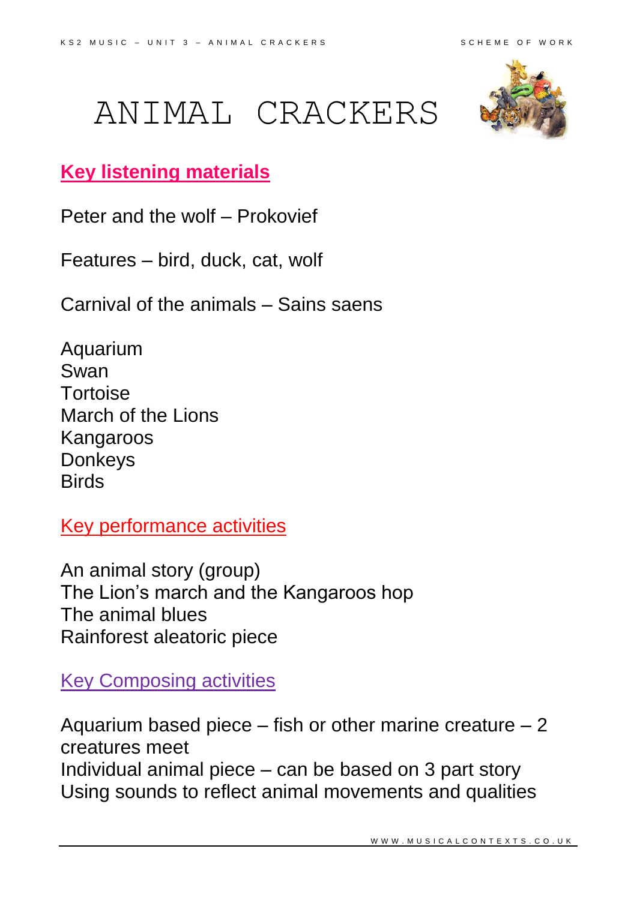# ANIMAL CRACKERS

## Key listening materials

Peter and the wolf – Prokovief

Features – bird, duck, cat, wolf

Carnival of the animals – Sains saens

Aquarium
Swan
Tortoise
March of the Lions
Kangaroos
Donkeys
Birds

## Key performance activities

An animal story (group)
The Lion's march and the Kangaroos hop
The animal blues
Rainforest aleatoric piece

## Key Composing activities

Aquarium based piece – fish or other marine creature – 2 creatures meet
Individual animal piece – can be based on 3 part story
Using sounds to reflect animal movements and qualities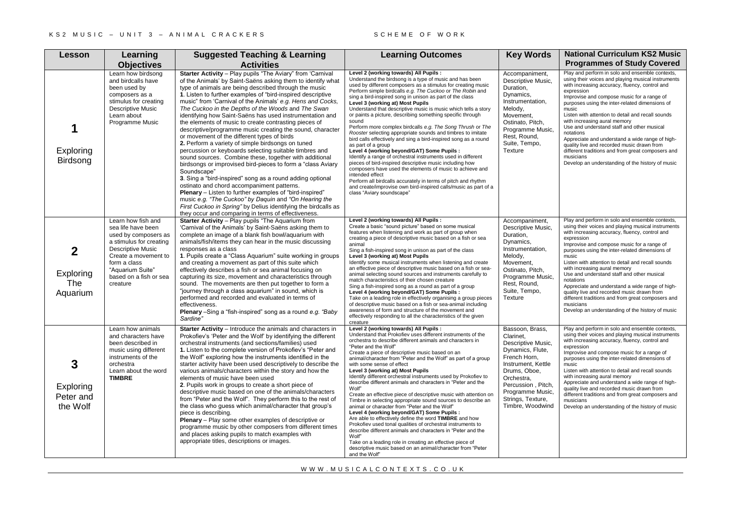KS2 MUSIC – UNIT 3 – ANIMAL CRACKERS — SCHEME OF WORK

| Lesson | Learning Objectives | Suggested Teaching & Learning Activities | Learning Outcomes | Key Words | National Curriculum KS2 Music Programmes of Study Covered |
| --- | --- | --- | --- | --- | --- |
| **1** Exploring Birdsong | Learn how birdsong and birdcalls have been used by composers as a stimulus for creating Descriptive Music<br>Learn about Programme Music | **Starter Activity** – Play pupils "The Aviary" from 'Carnival of the Animals' by Saint-Saëns asking them to identify what type of animals are being described through the music<br>**1**. Listen to further examples of "bird-inspired descriptive music" from 'Carnival of the Animals' *e.g. Hens and Cocks, The Cuckoo in the Depths of the Woods* and *The Swan* identifying how Saint-Saëns has used instrumentation and the elements of music to create contrasting pieces of descriptive/programme music creating the sound, character or movement of the different types of birds<br>**2.** Perform a variety of simple birdsongs on tuned percussion or keyboards selecting suitable timbres and sound sources. Combine these, together with additional birdsongs or improvised bird-pieces to form a "class Aviary Soundscape"<br>**3**. Sing a "bird-inspired" song as a round adding optional ostinato and chord accompaniment patterns.<br>**Plenary** – Listen to further examples of "bird-inspired" music *e.g. "The Cuckoo" by Daquin* and *"On Hearing the First Cuckoo in Spring"* by Delius identifying the birdcalls as they occur and comparing in terms of effectiveness. | **Level 2 (working towards) All Pupils :**<br>Understand the birdsong is a type of music and has been used by different composers as a stimulus for creating music<br>Perform simple birdcalls *e.g. The Cuckoo* or *The Robin* and sing a bird-inspired song in unison as part of the class<br>**Level 3 (working at) Most Pupils**<br>Understand that descriptive music is music which tells a story or paints a picture, describing something specific through sound<br>Perform more complex birdcalls *e.g. The Song Thrush* or *The Rooster* selecting appropriate sounds and timbres to imitate bird calls effectively and sing a bird-inspired song as a round as part of a group<br>**Level 4 (working beyond/GAT) Some Pupils :**<br>Identify a range of orchestral instruments used in different pieces of bird-inspired descriptive music including how composers have used the elements of music to achieve and intended effect<br>Perform all birdcalls accurately in terms of pitch and rhythm and create/improvise own bird-inspired calls/music as part of a class "Aviary soundscape" | Accompaniment, Descriptive Music, Duration, Dynamics, Instrumentation, Melody, Movement, Ostinato, Pitch, Programme Music, Rest, Round, Suite, Tempo, Texture | Play and perform in solo and ensemble contexts, using their voices and playing musical instruments with increasing accuracy, fluency, control and expression<br>Improvise and compose music for a range of purposes using the inter-related dimensions of music<br>Listen with attention to detail and recall sounds with increasing aural memory<br>Use and understand staff and other musical notations<br>Appreciate and understand a wide range of high-quality live and recorded music drawn from different traditions and from great composers and musicians<br>Develop an understanding of the history of music |
| **2** Exploring The Aquarium | Learn how fish and sea life have been used by composers as a stimulus for creating Descriptive Music<br>Create a movement to form a class "Aquarium Suite" based on a fish or sea creature | **Starter Activity** – Play pupils "The Aquarium from 'Carnival of the Animals' by Saint-Saëns asking them to complete an image of a blank fish bowl/aquarium with animals/fish/items they can hear in the music discussing responses as a class<br>**1**. Pupils create a "Class Aquarium" suite working in groups and creating a movement as part of this suite which effectively describes a fish or sea animal focusing on capturing its size, movement and characteristics through sound. The movements are then put together to form a "journey through a class aquarium" in sound, which is performed and recorded and evaluated in terms of effectiveness.<br>**Plenary** –Sing a "fish-inspired" song as a round *e.g. "Baby Sardine"* | **Level 2 (working towards) All Pupils :**<br>Create a basic "sound picture" based on some musical features when listening and work as part of group when creating a piece of descriptive music based on a fish or sea animal<br>Sing a fish-inspired song in unison as part of the class<br>**Level 3 (working at) Most Pupils**<br>Identify some musical instruments when listening and create an effective piece of descriptive music based on a fish or sea-animal selecting sound sources and instruments carefully to match characteristics of their chosen creature<br>Sing a fish-inspired song as a round as part of a group<br>**Level 4 (working beyond/GAT) Some Pupils :**<br>Take on a leading role in effectively organising a group pieces of descriptive music based on a fish or sea-animal including awareness of form and structure of the movement and effectively responding to all the characteristics of the given creature | Accompaniment, Descriptive Music, Duration, Dynamics, Instrumentation, Melody, Movement, Ostinato, Pitch, Programme Music, Rest, Round, Suite, Tempo, Texture | Play and perform in solo and ensemble contexts, using their voices and playing musical instruments with increasing accuracy, fluency, control and expression<br>Improvise and compose music for a range of purposes using the inter-related dimensions of music<br>Listen with attention to detail and recall sounds with increasing aural memory<br>Use and understand staff and other musical notations<br>Appreciate and understand a wide range of high-quality live and recorded music drawn from different traditions and from great composers and musicians<br>Develop an understanding of the history of music |
| **3** Exploring Peter and the Wolf | Learn how animals and characters have been described in music using different instruments of the orchestra<br>Learn about the word **TIMBRE** | **Starter Activity** – Introduce the animals and characters in Prokofiev's 'Peter and the Wolf' by identifying the different orchestral instruments (and sections/families) used<br>**1.** Listen to the complete version of Prokofiev's "Peter and the Wolf" exploring how the instruments identified in the starter activity have been used descriptively to describe the various animals/characters within the story and how the elements of music have been used<br>**2**. Pupils work in groups to create a short piece of descriptive music based on one of the animals/characters from "Peter and the Wolf". They perform this to the rest of the class who guess which animal/character that group's piece is describing.<br>**Plenary** – Play some other examples of descriptive or programme music by other composers from different times and places asking pupils to match examples with appropriate titles, descriptions or images. | **Level 2 (working towards) All Pupils :**<br>Understand that Prokofiev uses different instruments of the orchestra to describe different animals and characters in "Peter and the Wolf"<br>Create a piece of descriptive music based on an animal/character from "Peter and the Wolf" as part of a group with some sense of effect<br>**Level 3 (working at) Most Pupils**<br>Identify different orchestral instruments used by Prokofiev to describe different animals and characters in "Peter and the Wolf"<br>Create an effective piece of descriptive music with attention on Timbre in selecting appropriate sound sources to describe an animal or character from "Peter and the Wolf"<br>**Level 4 (working beyond/GAT) Some Pupils :**<br>Are able to effectively define the word **TIMBRE** and how Prokofiev used tonal qualities of orchestral instruments to describe different animals and characters in "Peter and the Wolf"<br>Take on a leading role in creating an effective piece of descriptive music based on an animal/character from "Peter and the Wolf" | Bassoon, Brass, Clarinet, Descriptive Music, Dynamics, Flute, French Horn, Instrument, Kettle Drums, Oboe, Orchestra, Percussion , Pitch, Programme Music, Strings, Texture, Timbre, Woodwind | Play and perform in solo and ensemble contexts, using their voices and playing musical instruments with increasing accuracy, fluency, control and expression<br>Improvise and compose music for a range of purposes using the inter-related dimensions of music<br>Listen with attention to detail and recall sounds with increasing aural memory<br>Appreciate and understand a wide range of high-quality live and recorded music drawn from different traditions and from great composers and musicians<br>Develop an understanding of the history of music |

WWW.MUSICALCONTEXTS.CO.UK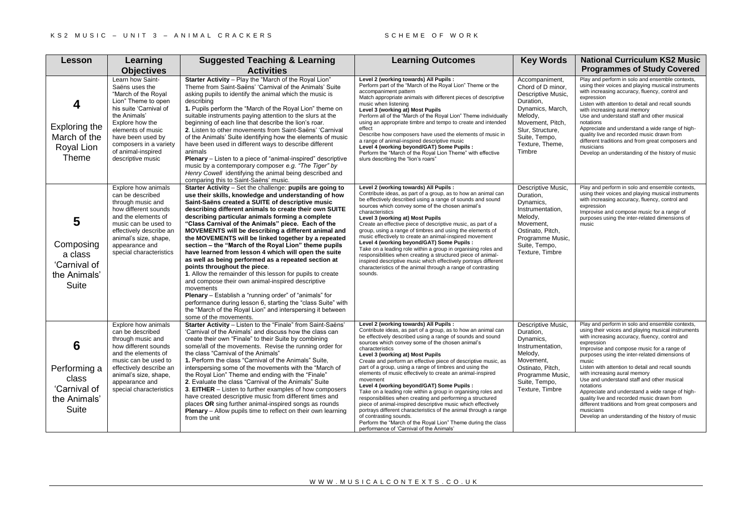| Lesson | Learning Objectives | Suggested Teaching & Learning Activities | Learning Outcomes | Key Words | National Curriculum KS2 Music Programmes of Study Covered |
|---|---|---|---|---|---|
| **4** Exploring the March of the Royal Lion Theme | Learn how Saint-Saëns uses the "March of the Royal Lion" Theme to open his suite 'Carnival of the Animals'<br>Explore how the elements of music have been used by composers in a variety of animal-inspired descriptive music | **Starter Activity** – Play the "March of the Royal Lion" Theme from Saint-Saëns' 'Carnival of the Animals' Suite asking pupils to identify the animal which the music is describing<br>**1.** Pupils perform the "March of the Royal Lion" theme on suitable instruments paying attention to the slurs at the beginning of each line that describe the lion's roar.<br>**2**. Listen to other movements from Saint-Saëns' 'Carnival of the Animals' Suite identifying how the elements of music have been used in different ways to describe different animals<br>**Plenary** – Listen to a piece of "animal-inspired" descriptive music by a contemporary composer *e.g. "The Tiger" by Henry Cowell* identifying the animal being described and comparing this to Saint-Saëns' music. | **Level 2 (working towards) All Pupils :**<br>Perform part of the "March of the Royal Lion" Theme or the accompaniment pattern<br>Match appropriate animals with different pieces of descriptive music when listening<br>**Level 3 (working at) Most Pupils**<br>Perform all of the "March of the Royal Lion" Theme individually using an appropriate timbre and tempo to create and intended effect<br>Describe how composers have used the elements of music in a range of animal-inspired descriptive music<br>**Level 4 (working beyond/GAT) Some Pupils :**<br>Perform the "March of the Royal Lion Theme" with effective slurs describing the "lion's roars" | Accompaniment, Chord of D minor, Descriptive Music, Duration, Dynamics, March, Melody, Movement, Pitch, Slur, Structure, Suite, Tempo, Texture, Theme, Timbre | Play and perform in solo and ensemble contexts, using their voices and playing musical instruments with increasing accuracy, fluency, control and expression<br>Listen with attention to detail and recall sounds with increasing aural memory<br>Use and understand staff and other musical notations<br>Appreciate and understand a wide range of high-quality live and recorded music drawn from different traditions and from great composers and musicians<br>Develop an understanding of the history of music |
| **5** Composing a class 'Carnival of the Animals' Suite | Explore how animals can be described through music and how different sounds and the elements of music can be used to effectively describe an animal's size, shape, appearance and special characteristics | **Starter Activity** – Set the challenge: **pupils are going to use their skills, knowledge and understanding of how Saint-Saëns created a SUITE of descriptive music describing different animals to create their own SUITE describing particular animals forming a complete "Class Carnival of the Animals" piece. Each of the MOVEMENTS will be describing a different animal and the MOVEMENTS will be linked together by a repeated section – the "March of the Royal Lion" theme pupils have learned from lesson 4 which will open the suite as well as being performed as a repeated section at points throughout the piece**.<br>**1**. Allow the remainder of this lesson for pupils to create and compose their own animal-inspired descriptive movements<br>**Plenary** – Establish a "running order" of "animals" for performance during lesson 6, starting the "class Suite" with the "March of the Royal Lion" and interspersing it between some of the movements. | **Level 2 (working towards) All Pupils :**<br>Contribute ideas, as part of a group, as to how an animal can be effectively described using a range of sounds and sound sources which convey some of the chosen animal's characteristics<br>**Level 3 (working at) Most Pupils**<br>Create an effective piece of descriptive music, as part of a group, using a range of timbres and using the elements of music effectively to create an animal-inspired movement<br>**Level 4 (working beyond/GAT) Some Pupils :**<br>Take on a leading role within a group in organising roles and responsibilities when creating a structured piece of animal-inspired descriptive music which effectively portrays different characteristics of the animal through a range of contrasting sounds. | Descriptive Music, Duration, Dynamics, Instrumentation, Melody, Movement, Ostinato, Pitch, Programme Music, Suite, Tempo, Texture, Timbre | Play and perform in solo and ensemble contexts, using their voices and playing musical instruments with increasing accuracy, fluency, control and expression<br>Improvise and compose music for a range of purposes using the inter-related dimensions of music |
| **6** Performing a class 'Carnival of the Animals' Suite | Explore how animals can be described through music and how different sounds and the elements of music can be used to effectively describe an animal's size, shape, appearance and special characteristics | **Starter Activity** – Listen to the "Finale" from Saint-Saëns' 'Carnival of the Animals' and discuss how the class can create their own "Finale" to their Suite by combining some/all of the movements. Revise the running order for the class "Carnival of the Animals"<br>**1.** Perform the class "Carnival of the Animals" Suite, interspersing some of the movements with the "March of the Royal Lion" Theme and ending with the "Finale"<br>**2**. Evaluate the class "Carnival of the Animals" Suite<br>**3**. **EITHER** – Listen to further examples of how composers have created descriptive music from different times and places **OR** sing further animal-inspired songs as rounds<br>**Plenary** – Allow pupils time to reflect on their own learning from the unit | **Level 2 (working towards) All Pupils :**<br>Contribute ideas, as part of a group, as to how an animal can be effectively described using a range of sounds and sound sources which convey some of the chosen animal's characteristics<br>**Level 3 (working at) Most Pupils**<br>Create and perform an effective piece of descriptive music, as part of a group, using a range of timbres and using the elements of music effectively to create an animal-inspired movement<br>**Level 4 (working beyond/GAT) Some Pupils :**<br>Take on a leading role within a group in organising roles and responsibilities when creating and performing a structured piece of animal-inspired descriptive music which effectively portrays different characteristics of the animal through a range of contrasting sounds.<br>Perform the "March of the Royal Lion" Theme during the class performance of 'Carnival of the Animals' | Descriptive Music, Duration, Dynamics, Instrumentation, Melody, Movement, Ostinato, Pitch, Programme Music, Suite, Tempo, Texture, Timbre | Play and perform in solo and ensemble contexts, using their voices and playing musical instruments with increasing accuracy, fluency, control and expression<br>Improvise and compose music for a range of purposes using the inter-related dimensions of music<br>Listen with attention to detail and recall sounds with increasing aural memory<br>Use and understand staff and other musical notations<br>Appreciate and understand a wide range of high-quality live and recorded music drawn from different traditions and from great composers and musicians<br>Develop an understanding of the history of music |